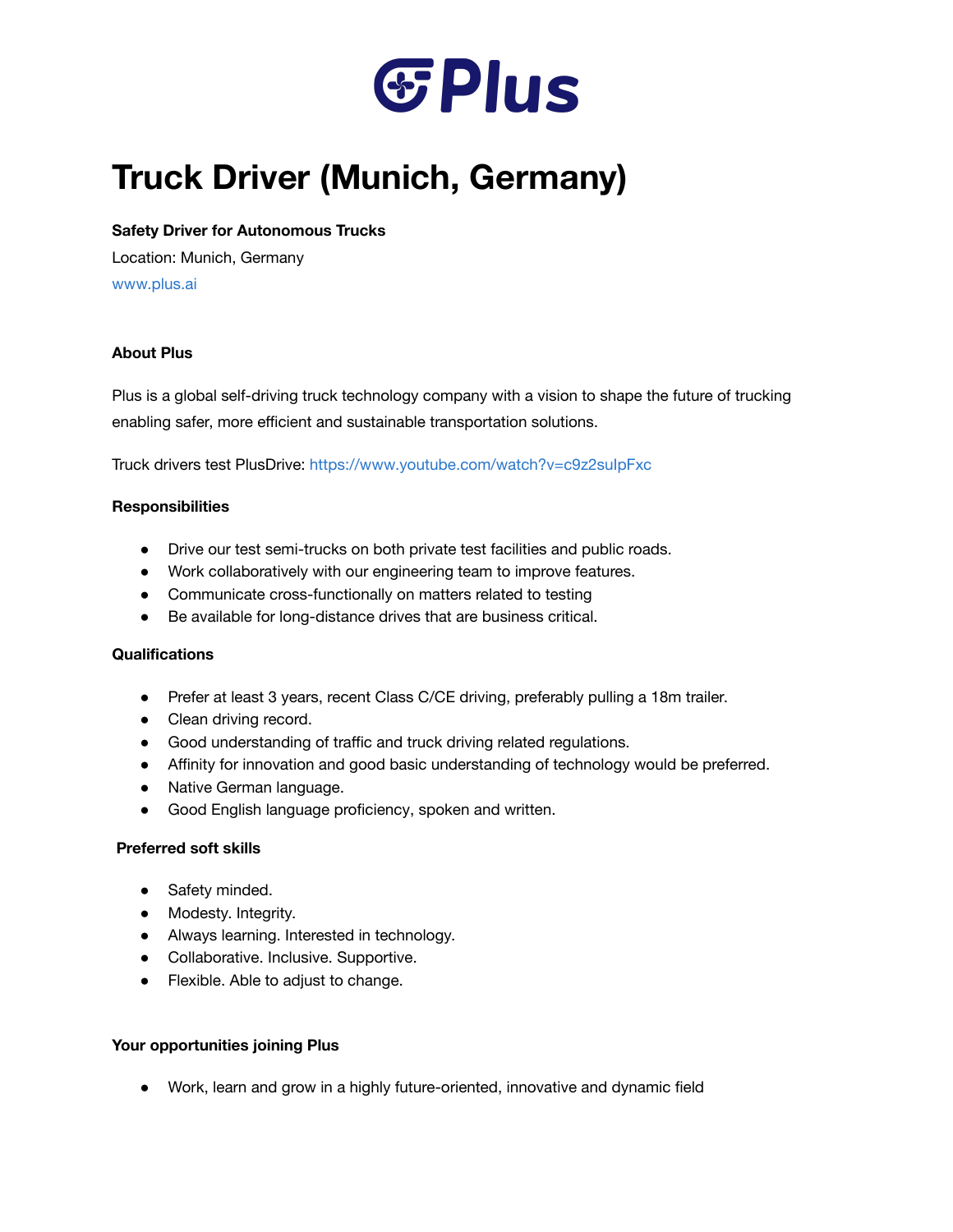Plus

# Truck Driver (Munich, Germany)

**Safety Driver for Autonomous Trucks**

Location: Munich, Germany

www.plus.ai

**About Plus**

Plus is a global self-driving truck technology company with a vision to shape the future of trucking enabling safer, more efficient and sustainable transportation solutions.

Truck drivers test PlusDrive: https://www.youtube.com/watch?v=c9z2suIpFxc

**Responsibilities**

- Drive our test semi-trucks on both private test facilities and public roads.
- Work collaboratively with our engineering team to improve features.
- Communicate cross-functionally on matters related to testing
- Be available for long-distance drives that are business critical.

**Qualifications**

- Prefer at least 3 years, recent Class C/CE driving, preferably pulling a 18m trailer.
- Clean driving record.
- Good understanding of traffic and truck driving related regulations.
- Affinity for innovation and good basic understanding of technology would be preferred.
- Native German language.
- Good English language proficiency, spoken and written.

**Preferred soft skills**

- Safety minded.
- Modesty. Integrity.
- Always learning. Interested in technology.
- Collaborative. Inclusive. Supportive.
- Flexible. Able to adjust to change.

**Your opportunities joining Plus**

- Work, learn and grow in a highly future-oriented, innovative and dynamic field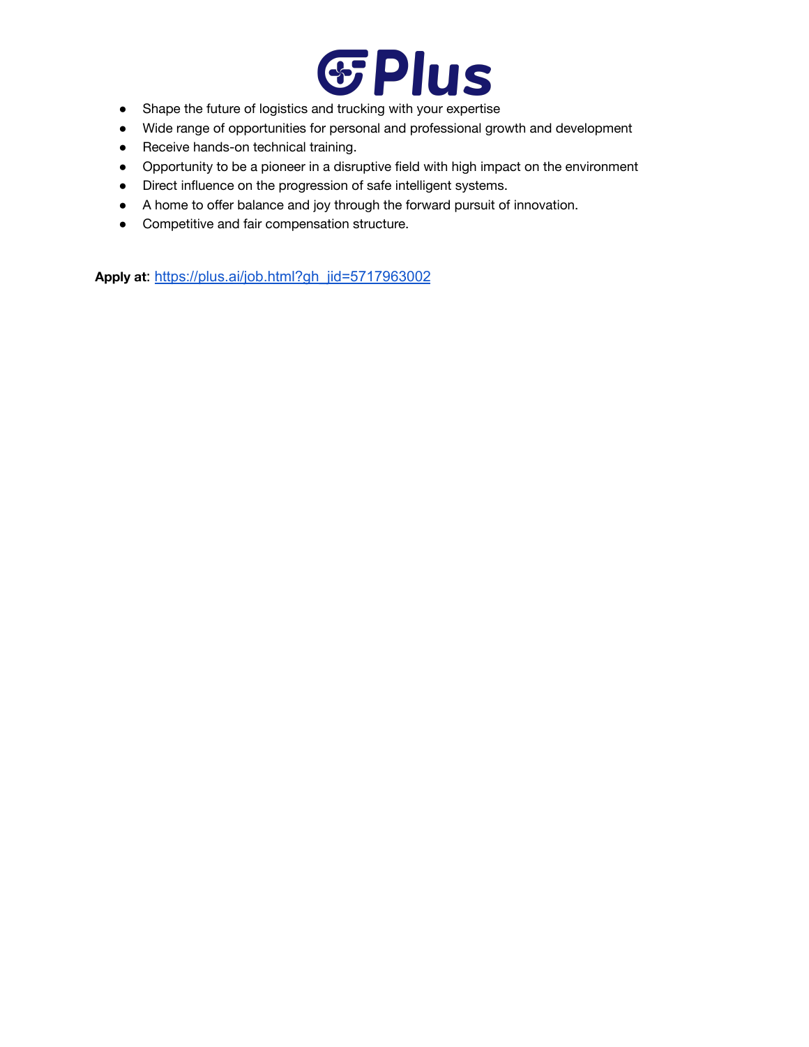- Shape the future of logistics and trucking with your expertise
- Wide range of opportunities for personal and professional growth and development
- Receive hands-on technical training.
- Opportunity to be a pioneer in a disruptive field with high impact on the environment
- Direct influence on the progression of safe intelligent systems.
- A home to offer balance and joy through the forward pursuit of innovation.
- Competitive and fair compensation structure.

**Apply at**: https://plus.ai/job.html?gh_jid=5717963002